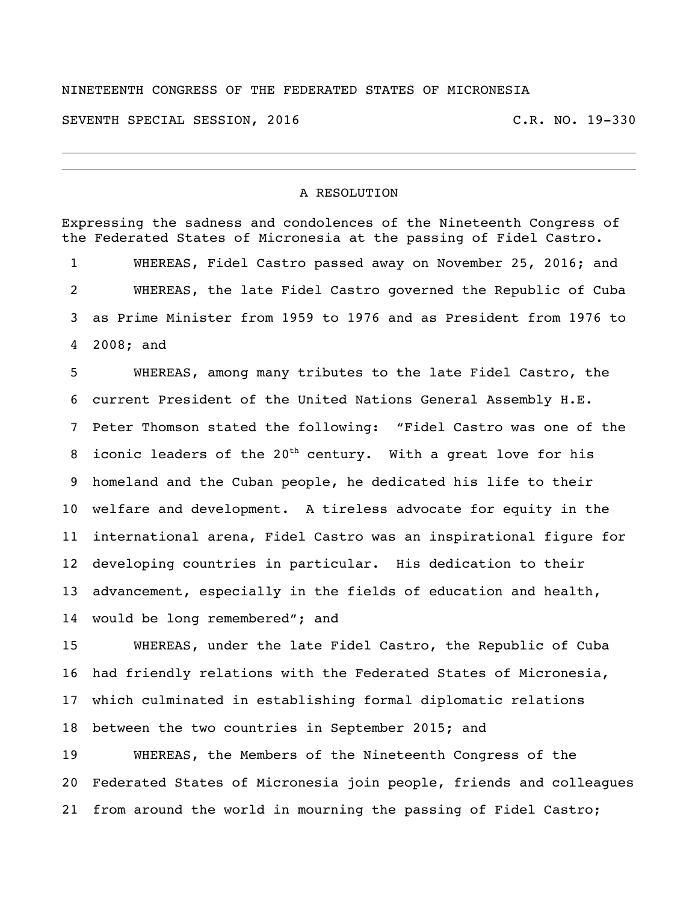NINETEENTH CONGRESS OF THE FEDERATED STATES OF MICRONESIA

SEVENTH SPECIAL SESSION, 2016 C.R. NO. 19-330

---

# A RESOLUTION

Expressing the sadness and condolences of the Nineteenth Congress of the Federated States of Micronesia at the passing of Fidel Castro.

1 WHEREAS, Fidel Castro passed away on November 25, 2016; and

2 WHEREAS, the late Fidel Castro governed the Republic of Cuba
3 as Prime Minister from 1959 to 1976 and as President from 1976 to
4 2008; and

5 WHEREAS, among many tributes to the late Fidel Castro, the
6 current President of the United Nations General Assembly H.E.
7 Peter Thomson stated the following: "Fidel Castro was one of the
8 iconic leaders of the 20th century. With a great love for his
9 homeland and the Cuban people, he dedicated his life to their
10 welfare and development. A tireless advocate for equity in the
11 international arena, Fidel Castro was an inspirational figure for
12 developing countries in particular. His dedication to their
13 advancement, especially in the fields of education and health,
14 would be long remembered"; and

15 WHEREAS, under the late Fidel Castro, the Republic of Cuba
16 had friendly relations with the Federated States of Micronesia,
17 which culminated in establishing formal diplomatic relations
18 between the two countries in September 2015; and

19 WHEREAS, the Members of the Nineteenth Congress of the
20 Federated States of Micronesia join people, friends and colleagues
21 from around the world in mourning the passing of Fidel Castro;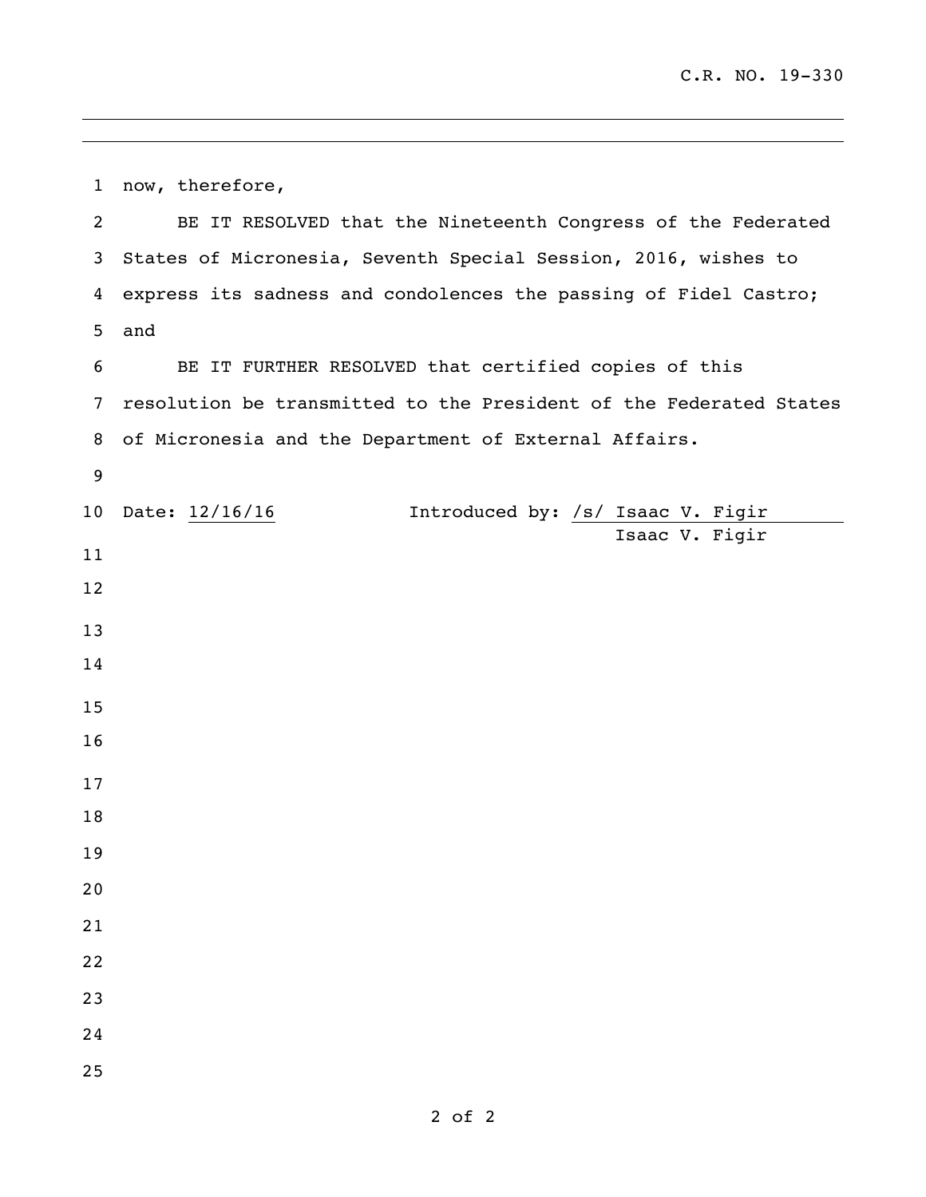now, therefore,

BE IT RESOLVED that the Nineteenth Congress of the Federated States of Micronesia, Seventh Special Session, 2016, wishes to express its sadness and condolences the passing of Fidel Castro; and

BE IT FURTHER RESOLVED that certified copies of this resolution be transmitted to the President of the Federated States of Micronesia and the Department of External Affairs.

Date: 12/16/16

Introduced by: /s/ Isaac V. Figir
Isaac V. Figir